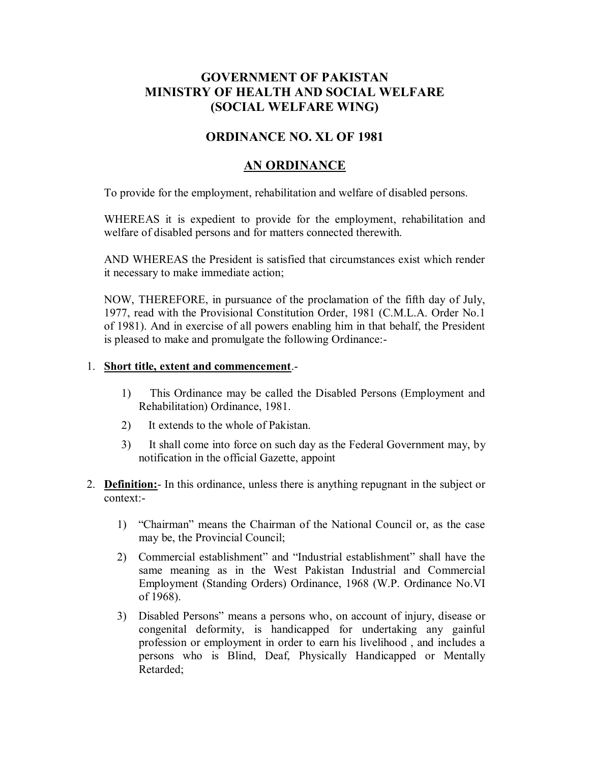# GOVERNMENT OF PAKISTAN
# MINISTRY OF HEALTH AND SOCIAL WELFARE
# (SOCIAL WELFARE WING)

## ORDINANCE NO. XL OF 1981

## AN ORDINANCE

To provide for the employment, rehabilitation and welfare of disabled persons.

WHEREAS it is expedient to provide for the employment, rehabilitation and welfare of disabled persons and for matters connected therewith.

AND WHEREAS the President is satisfied that circumstances exist which render it necessary to make immediate action;

NOW, THEREFORE, in pursuance of the proclamation of the fifth day of July, 1977, read with the Provisional Constitution Order, 1981 (C.M.L.A. Order No.1 of 1981). And in exercise of all powers enabling him in that behalf, the President is pleased to make and promulgate the following Ordinance:-

1. **Short title, extent and commencement**.-

   1) This Ordinance may be called the Disabled Persons (Employment and Rehabilitation) Ordinance, 1981.
   2) It extends to the whole of Pakistan.
   3) It shall come into force on such day as the Federal Government may, by notification in the official Gazette, appoint

2. **Definition:**- In this ordinance, unless there is anything repugnant in the subject or context:-

   1) "Chairman" means the Chairman of the National Council or, as the case may be, the Provincial Council;
   2) Commercial establishment" and "Industrial establishment" shall have the same meaning as in the West Pakistan Industrial and Commercial Employment (Standing Orders) Ordinance, 1968 (W.P. Ordinance No.VI of 1968).
   3) Disabled Persons" means a persons who, on account of injury, disease or congenital deformity, is handicapped for undertaking any gainful profession or employment in order to earn his livelihood , and includes a persons who is Blind, Deaf, Physically Handicapped or Mentally Retarded;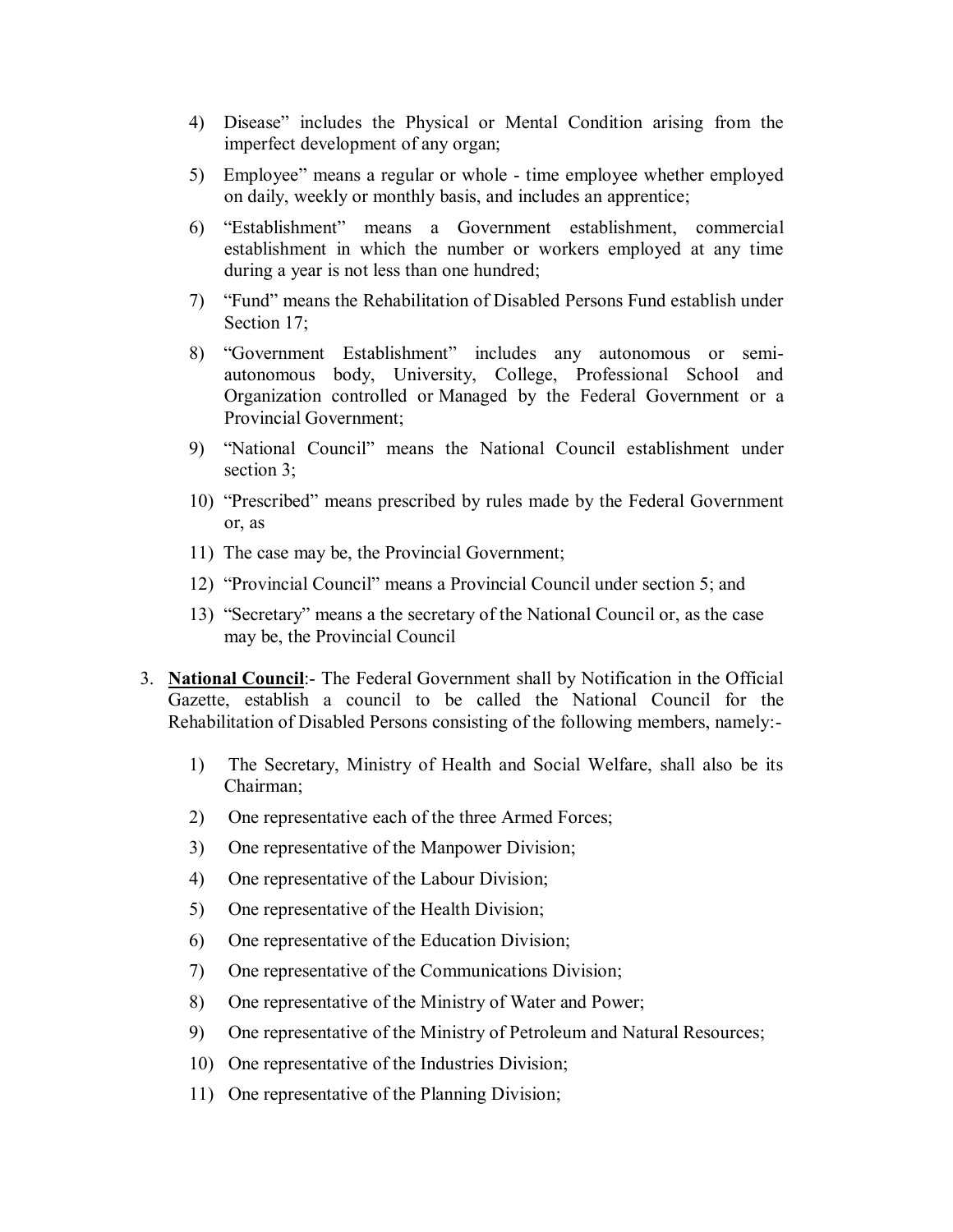4) Disease" includes the Physical or Mental Condition arising from the imperfect development of any organ;

5) Employee" means a regular or whole - time employee whether employed on daily, weekly or monthly basis, and includes an apprentice;

6) "Establishment" means a Government establishment, commercial establishment in which the number or workers employed at any time during a year is not less than one hundred;

7) "Fund" means the Rehabilitation of Disabled Persons Fund establish under Section 17;

8) "Government Establishment" includes any autonomous or semi-autonomous body, University, College, Professional School and Organization controlled or Managed by the Federal Government or a Provincial Government;

9) "National Council" means the National Council establishment under section 3;

10) "Prescribed" means prescribed by rules made by the Federal Government or, as

11) The case may be, the Provincial Government;

12) "Provincial Council" means a Provincial Council under section 5; and

13) "Secretary" means a the secretary of the National Council or, as the case may be, the Provincial Council

3. **National Council**:- The Federal Government shall by Notification in the Official Gazette, establish a council to be called the National Council for the Rehabilitation of Disabled Persons consisting of the following members, namely:-

    1) The Secretary, Ministry of Health and Social Welfare, shall also be its Chairman;

    2) One representative each of the three Armed Forces;

    3) One representative of the Manpower Division;

    4) One representative of the Labour Division;

    5) One representative of the Health Division;

    6) One representative of the Education Division;

    7) One representative of the Communications Division;

    8) One representative of the Ministry of Water and Power;

    9) One representative of the Ministry of Petroleum and Natural Resources;

    10) One representative of the Industries Division;

    11) One representative of the Planning Division;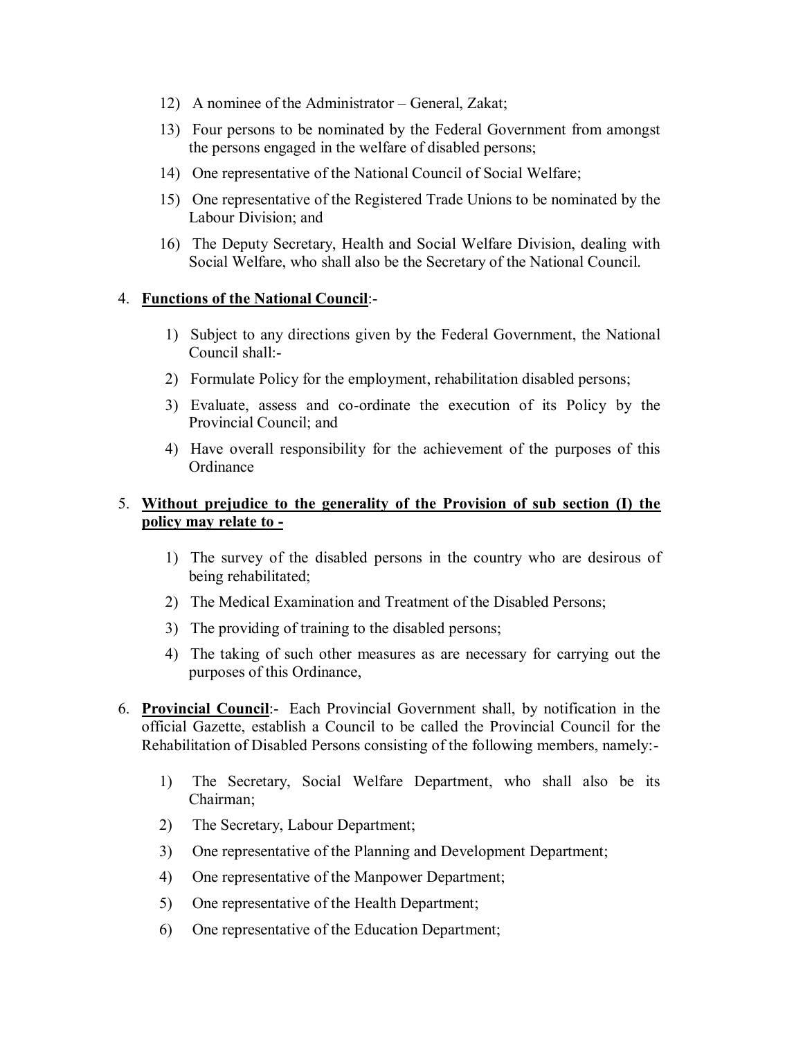12) A nominee of the Administrator – General, Zakat;

13) Four persons to be nominated by the Federal Government from amongst the persons engaged in the welfare of disabled persons;

14) One representative of the National Council of Social Welfare;

15) One representative of the Registered Trade Unions to be nominated by the Labour Division; and

16) The Deputy Secretary, Health and Social Welfare Division, dealing with Social Welfare, who shall also be the Secretary of the National Council.

4. **<u>Functions of the National Council</u>**:-

    1) Subject to any directions given by the Federal Government, the National Council shall:-

    2) Formulate Policy for the employment, rehabilitation disabled persons;

    3) Evaluate, assess and co-ordinate the execution of its Policy by the Provincial Council; and

    4) Have overall responsibility for the achievement of the purposes of this Ordinance

5. **<u>Without prejudice to the generality of the Provision of sub section (I) the policy may relate to -</u>**

    1) The survey of the disabled persons in the country who are desirous of being rehabilitated;

    2) The Medical Examination and Treatment of the Disabled Persons;

    3) The providing of training to the disabled persons;

    4) The taking of such other measures as are necessary for carrying out the purposes of this Ordinance,

6. **<u>Provincial Council</u>**:- Each Provincial Government shall, by notification in the official Gazette, establish a Council to be called the Provincial Council for the Rehabilitation of Disabled Persons consisting of the following members, namely:-

    1) The Secretary, Social Welfare Department, who shall also be its Chairman;

    2) The Secretary, Labour Department;

    3) One representative of the Planning and Development Department;

    4) One representative of the Manpower Department;

    5) One representative of the Health Department;

    6) One representative of the Education Department;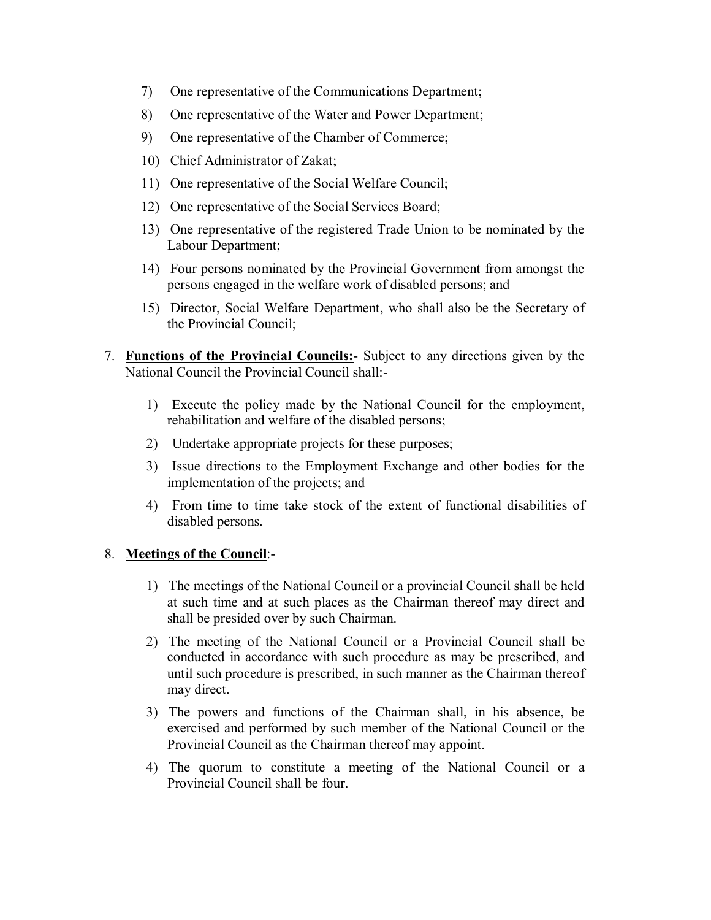7) One representative of the Communications Department;

8) One representative of the Water and Power Department;

9) One representative of the Chamber of Commerce;

10) Chief Administrator of Zakat;

11) One representative of the Social Welfare Council;

12) One representative of the Social Services Board;

13) One representative of the registered Trade Union to be nominated by the Labour Department;

14) Four persons nominated by the Provincial Government from amongst the persons engaged in the welfare work of disabled persons; and

15) Director, Social Welfare Department, who shall also be the Secretary of the Provincial Council;

7. **<u>Functions of the Provincial Councils:</u>**- Subject to any directions given by the National Council the Provincial Council shall:-

   1) Execute the policy made by the National Council for the employment, rehabilitation and welfare of the disabled persons;

   2) Undertake appropriate projects for these purposes;

   3) Issue directions to the Employment Exchange and other bodies for the implementation of the projects; and

   4) From time to time take stock of the extent of functional disabilities of disabled persons.

8. **<u>Meetings of the Council</u>**:-

   1) The meetings of the National Council or a provincial Council shall be held at such time and at such places as the Chairman thereof may direct and shall be presided over by such Chairman.

   2) The meeting of the National Council or a Provincial Council shall be conducted in accordance with such procedure as may be prescribed, and until such procedure is prescribed, in such manner as the Chairman thereof may direct.

   3) The powers and functions of the Chairman shall, in his absence, be exercised and performed by such member of the National Council or the Provincial Council as the Chairman thereof may appoint.

   4) The quorum to constitute a meeting of the National Council or a Provincial Council shall be four.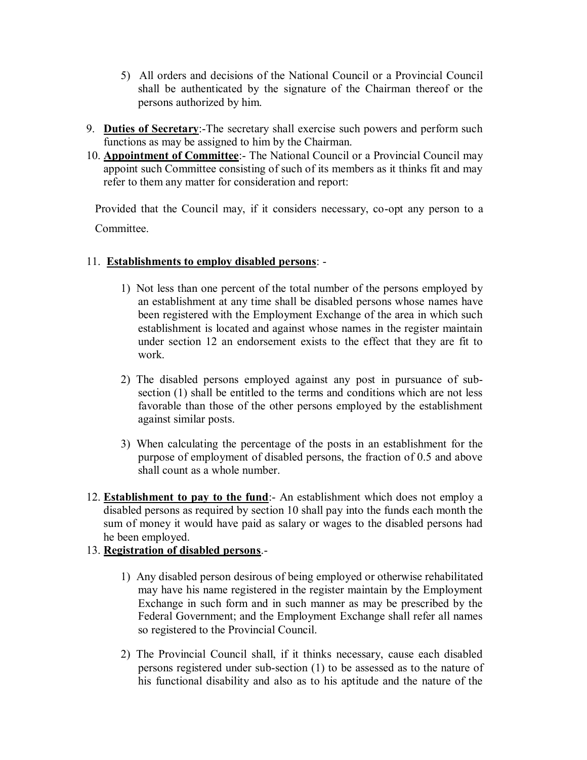5) All orders and decisions of the National Council or a Provincial Council shall be authenticated by the signature of the Chairman thereof or the persons authorized by him.

9. **Duties of Secretary**:-The secretary shall exercise such powers and perform such functions as may be assigned to him by the Chairman.
10. **Appointment of Committee**:- The National Council or a Provincial Council may appoint such Committee consisting of such of its members as it thinks fit and may refer to them any matter for consideration and report:

Provided that the Council may, if it considers necessary, co-opt any person to a Committee.

11. **Establishments to employ disabled persons**: -

1) Not less than one percent of the total number of the persons employed by an establishment at any time shall be disabled persons whose names have been registered with the Employment Exchange of the area in which such establishment is located and against whose names in the register maintain under section 12 an endorsement exists to the effect that they are fit to work.

2) The disabled persons employed against any post in pursuance of sub-section (1) shall be entitled to the terms and conditions which are not less favorable than those of the other persons employed by the establishment against similar posts.

3) When calculating the percentage of the posts in an establishment for the purpose of employment of disabled persons, the fraction of 0.5 and above shall count as a whole number.

12. **Establishment to pay to the fund**:- An establishment which does not employ a disabled persons as required by section 10 shall pay into the funds each month the sum of money it would have paid as salary or wages to the disabled persons had he been employed.
13. **Registration of disabled persons**.-

1) Any disabled person desirous of being employed or otherwise rehabilitated may have his name registered in the register maintain by the Employment Exchange in such form and in such manner as may be prescribed by the Federal Government; and the Employment Exchange shall refer all names so registered to the Provincial Council.

2) The Provincial Council shall, if it thinks necessary, cause each disabled persons registered under sub-section (1) to be assessed as to the nature of his functional disability and also as to his aptitude and the nature of the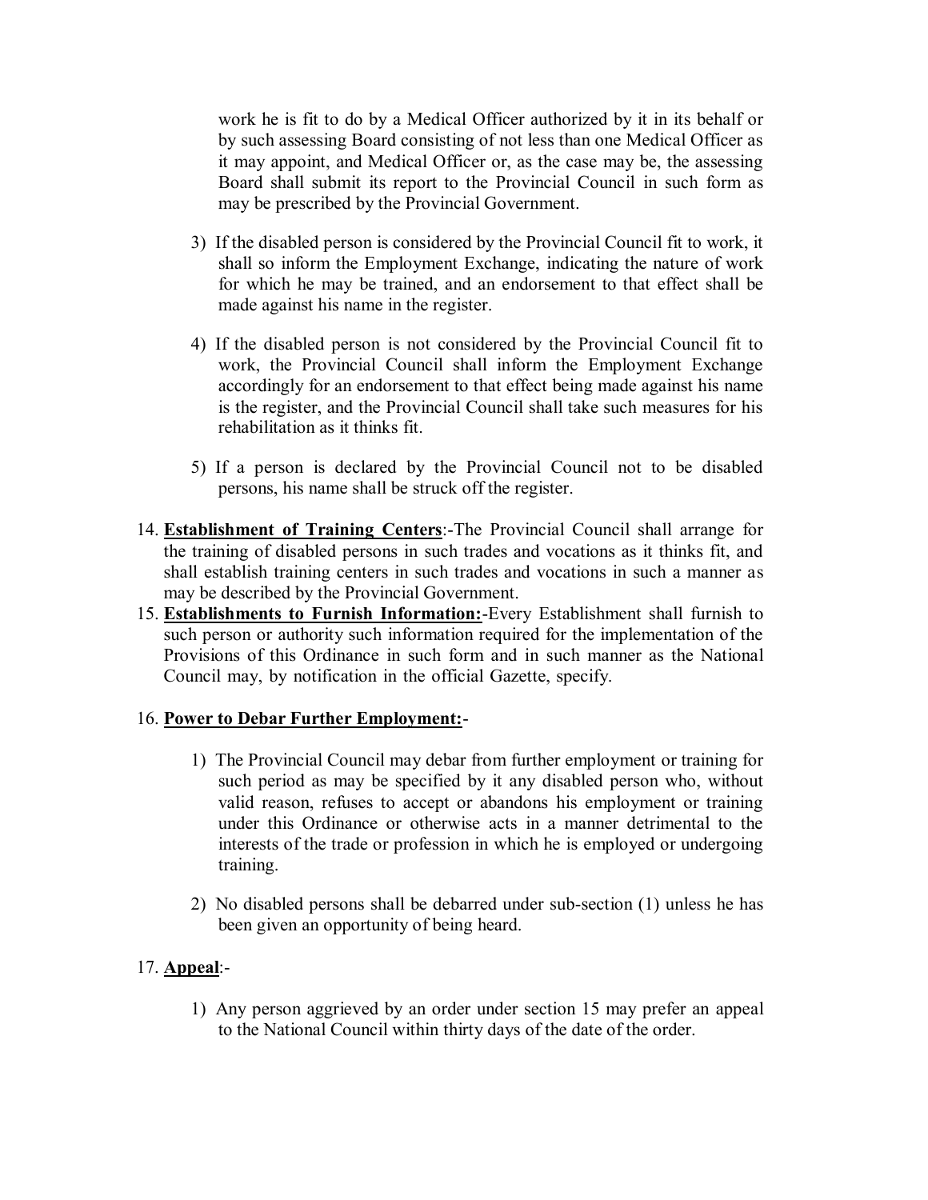work he is fit to do by a Medical Officer authorized by it in its behalf or by such assessing Board consisting of not less than one Medical Officer as it may appoint, and Medical Officer or, as the case may be, the assessing Board shall submit its report to the Provincial Council in such form as may be prescribed by the Provincial Government.

3) If the disabled person is considered by the Provincial Council fit to work, it shall so inform the Employment Exchange, indicating the nature of work for which he may be trained, and an endorsement to that effect shall be made against his name in the register.

4) If the disabled person is not considered by the Provincial Council fit to work, the Provincial Council shall inform the Employment Exchange accordingly for an endorsement to that effect being made against his name is the register, and the Provincial Council shall take such measures for his rehabilitation as it thinks fit.

5) If a person is declared by the Provincial Council not to be disabled persons, his name shall be struck off the register.

14. **Establishment of Training Centers**:-The Provincial Council shall arrange for the training of disabled persons in such trades and vocations as it thinks fit, and shall establish training centers in such trades and vocations in such a manner as may be described by the Provincial Government.
15. **Establishments to Furnish Information:**-Every Establishment shall furnish to such person or authority such information required for the implementation of the Provisions of this Ordinance in such form and in such manner as the National Council may, by notification in the official Gazette, specify.

16. **Power to Debar Further Employment:**-

1) The Provincial Council may debar from further employment or training for such period as may be specified by it any disabled person who, without valid reason, refuses to accept or abandons his employment or training under this Ordinance or otherwise acts in a manner detrimental to the interests of the trade or profession in which he is employed or undergoing training.

2) No disabled persons shall be debarred under sub-section (1) unless he has been given an opportunity of being heard.

17. **Appeal**:-

1) Any person aggrieved by an order under section 15 may prefer an appeal to the National Council within thirty days of the date of the order.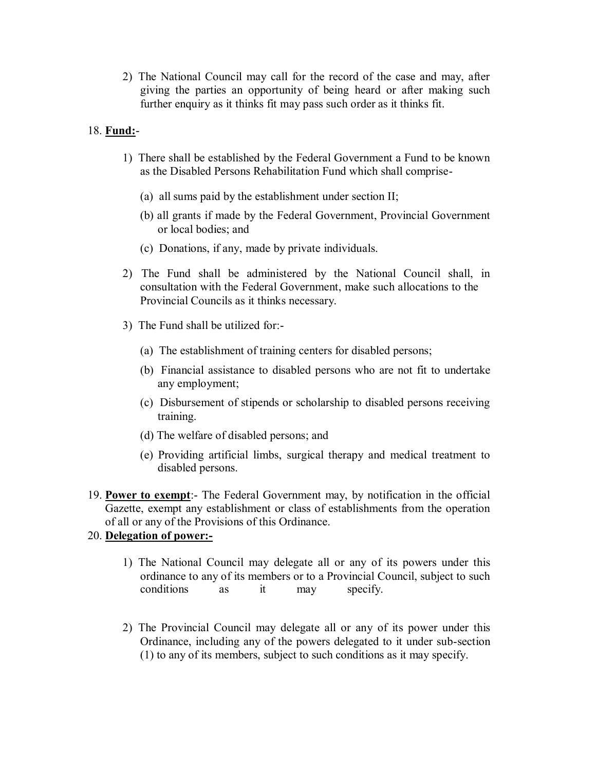2) The National Council may call for the record of the case and may, after giving the parties an opportunity of being heard or after making such further enquiry as it thinks fit may pass such order as it thinks fit.

18. **Fund:**-

   1) There shall be established by the Federal Government a Fund to be known as the Disabled Persons Rehabilitation Fund which shall comprise-

      (a) all sums paid by the establishment under section II;

      (b) all grants if made by the Federal Government, Provincial Government or local bodies; and

      (c) Donations, if any, made by private individuals.

   2) The Fund shall be administered by the National Council shall, in consultation with the Federal Government, make such allocations to the Provincial Councils as it thinks necessary.

   3) The Fund shall be utilized for:-

      (a) The establishment of training centers for disabled persons;

      (b) Financial assistance to disabled persons who are not fit to undertake any employment;

      (c) Disbursement of stipends or scholarship to disabled persons receiving training.

      (d) The welfare of disabled persons; and

      (e) Providing artificial limbs, surgical therapy and medical treatment to disabled persons.

19. **Power to exempt**:- The Federal Government may, by notification in the official Gazette, exempt any establishment or class of establishments from the operation of all or any of the Provisions of this Ordinance.

20. **Delegation of power:-**

   1) The National Council may delegate all or any of its powers under this ordinance to any of its members or to a Provincial Council, subject to such conditions as it may specify.

   2) The Provincial Council may delegate all or any of its power under this Ordinance, including any of the powers delegated to it under sub-section (1) to any of its members, subject to such conditions as it may specify.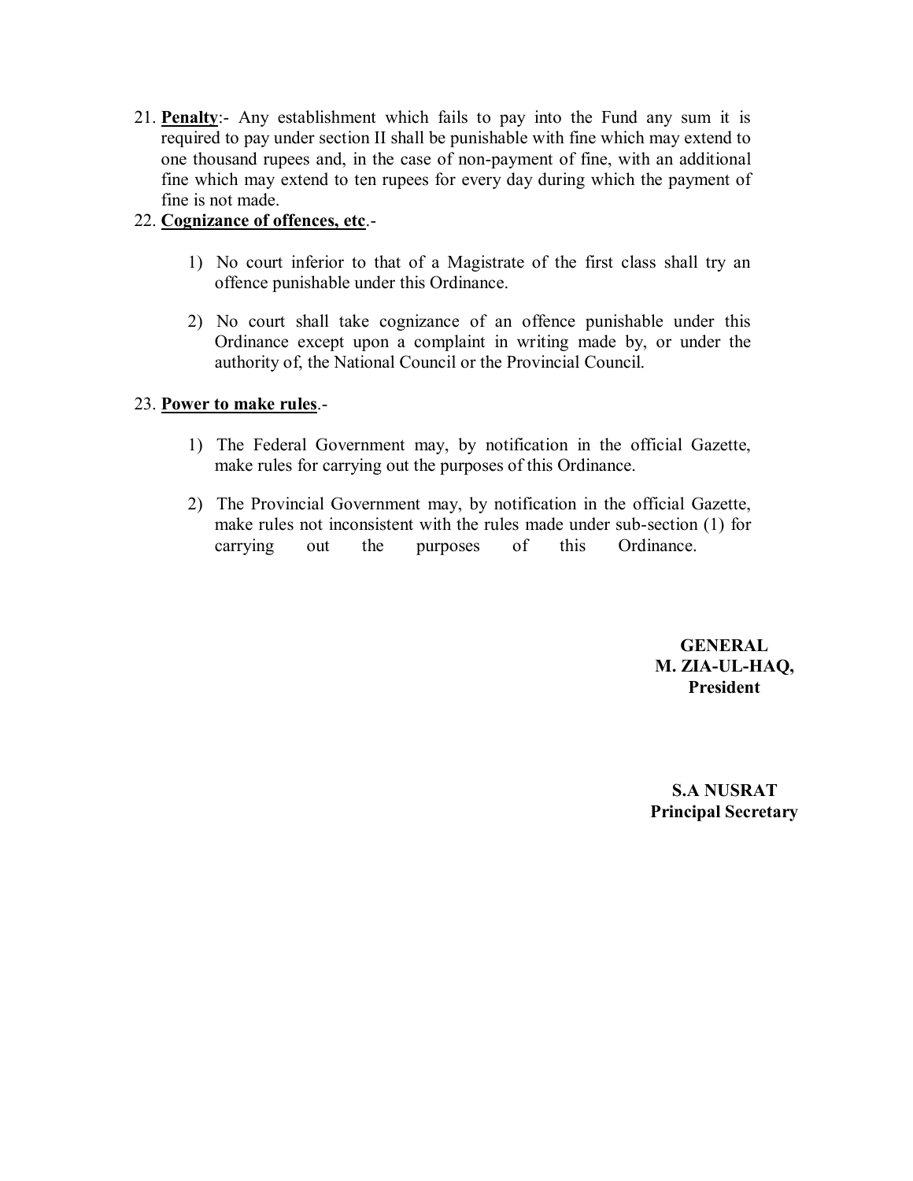21. **Penalty**:- Any establishment which fails to pay into the Fund any sum it is required to pay under section II shall be punishable with fine which may extend to one thousand rupees and, in the case of non-payment of fine, with an additional fine which may extend to ten rupees for every day during which the payment of fine is not made.

22. **Cognizance of offences, etc**.-

    1) No court inferior to that of a Magistrate of the first class shall try an offence punishable under this Ordinance.

    2) No court shall take cognizance of an offence punishable under this Ordinance except upon a complaint in writing made by, or under the authority of, the National Council or the Provincial Council.

23. **Power to make rules**.-

    1) The Federal Government may, by notification in the official Gazette, make rules for carrying out the purposes of this Ordinance.

    2) The Provincial Government may, by notification in the official Gazette, make rules not inconsistent with the rules made under sub-section (1) for carrying out the purposes of this Ordinance.

**GENERAL**
**M. ZIA-UL-HAQ,**
**President**

**S.A NUSRAT**
**Principal Secretary**